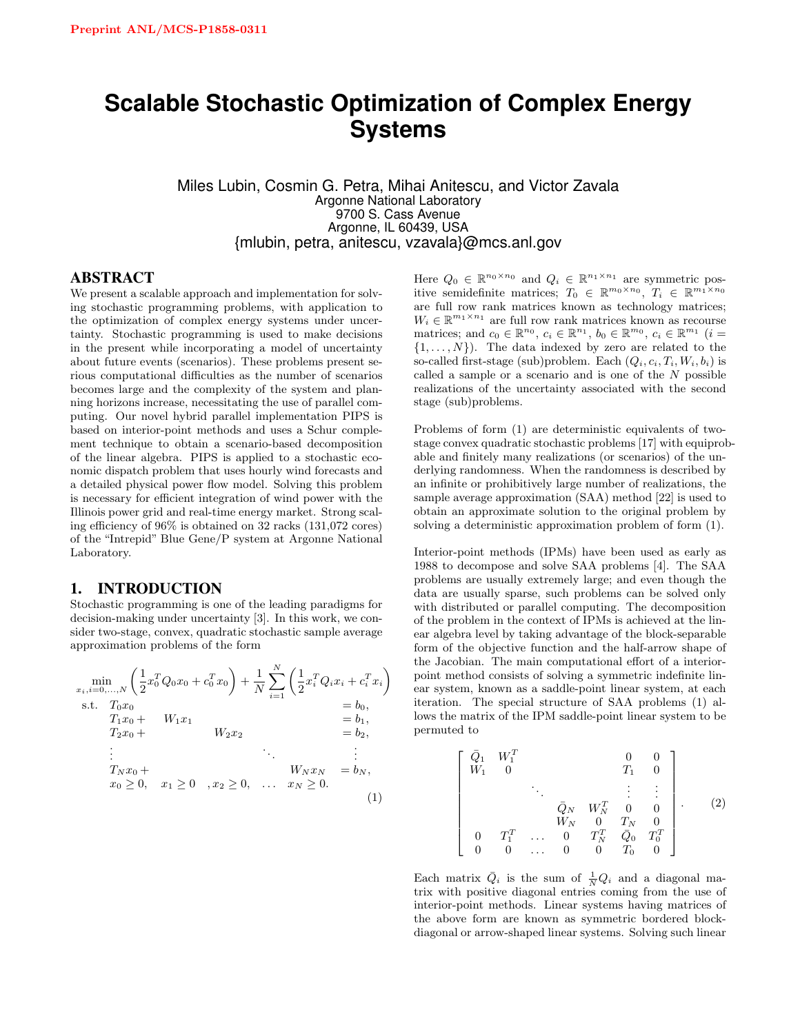Preprint ANL/MCS-P1858-0311

# Scalable Stochastic Optimization of Complex Energy Systems

Miles Lubin, Cosmin G. Petra, Mihai Anitescu, and Victor Zavala
Argonne National Laboratory
9700 S. Cass Avenue
Argonne, IL 60439, USA
{mlubin, petra, anitescu, vzavala}@mcs.anl.gov

## ABSTRACT

We present a scalable approach and implementation for solving stochastic programming problems, with application to the optimization of complex energy systems under uncertainty. Stochastic programming is used to make decisions in the present while incorporating a model of uncertainty about future events (scenarios). These problems present serious computational difficulties as the number of scenarios becomes large and the complexity of the system and planning horizons increase, necessitating the use of parallel computing. Our novel hybrid parallel implementation PIPS is based on interior-point methods and uses a Schur complement technique to obtain a scenario-based decomposition of the linear algebra. PIPS is applied to a stochastic economic dispatch problem that uses hourly wind forecasts and a detailed physical power flow model. Solving this problem is necessary for efficient integration of wind power with the Illinois power grid and real-time energy market. Strong scaling efficiency of 96% is obtained on 32 racks (131,072 cores) of the "Intrepid" Blue Gene/P system at Argonne National Laboratory.

## 1. INTRODUCTION

Stochastic programming is one of the leading paradigms for decision-making under uncertainty [3]. In this work, we consider two-stage, convex, quadratic stochastic sample average approximation problems of the form

$$
\begin{array}{llllll}
\min\limits_{x_i, i=0,\ldots,N} & \multicolumn{5}{l}{\left(\frac{1}{2}x_0^TQ_0x_0 + c_0^Tx_0\right) + \frac{1}{N}\sum_{i=1}^{N}\left(\frac{1}{2}x_i^TQ_ix_i + c_i^Tx_i\right)} \\
\text{s.t.} & T_0x_0 & & & & = b_0, \\
 & T_1x_0 + & W_1x_1 & & & = b_1, \\
 & T_2x_0 + & & W_2x_2 & & = b_2, \\
 & \vdots & & & \ddots & \vdots \\
 & T_Nx_0 + & & & W_Nx_N & = b_N, \\
 & x_0 \geq 0, & x_1 \geq 0 & , x_2 \geq 0, & \ldots & x_N \geq 0.
\end{array}
\tag{1}
$$

Here $Q_0 \in \mathbb{R}^{n_0 \times n_0}$ and $Q_i \in \mathbb{R}^{n_1 \times n_1}$ are symmetric positive semidefinite matrices; $T_0 \in \mathbb{R}^{m_0 \times n_0}$, $T_i \in \mathbb{R}^{m_1 \times n_0}$ are full row rank matrices known as technology matrices; $W_i \in \mathbb{R}^{m_1 \times n_1}$ are full row rank matrices known as recourse matrices; and $c_0 \in \mathbb{R}^{n_0}$, $c_i \in \mathbb{R}^{n_1}$, $b_0 \in \mathbb{R}^{m_0}$, $c_i \in \mathbb{R}^{m_1}$ ($i = \{1, \ldots, N\}$). The data indexed by zero are related to the so-called first-stage (sub)problem. Each $(Q_i, c_i, T_i, W_i, b_i)$ is called a sample or a scenario and is one of the $N$ possible realizations of the uncertainty associated with the second stage (sub)problems.

Problems of form (1) are deterministic equivalents of two-stage convex quadratic stochastic problems [17] with equiprobable and finitely many realizations (or scenarios) of the underlying randomness. When the randomness is described by an infinite or prohibitively large number of realizations, the sample average approximation (SAA) method [22] is used to obtain an approximate solution to the original problem by solving a deterministic approximation problem of form (1).

Interior-point methods (IPMs) have been used as early as 1988 to decompose and solve SAA problems [4]. The SAA problems are usually extremely large; and even though the data are usually sparse, such problems can be solved only with distributed or parallel computing. The decomposition of the problem in the context of IPMs is achieved at the linear algebra level by taking advantage of the block-separable form of the objective function and the half-arrow shape of the Jacobian. The main computational effort of a interior-point method consists of solving a symmetric indefinite linear system, known as a saddle-point linear system, at each iteration. The special structure of SAA problems (1) allows the matrix of the IPM saddle-point linear system to be permuted to

$$
\begin{bmatrix}
\bar{Q}_1 & W_1^T & & & & 0 & 0 \\
W_1 & 0 & & & & T_1 & 0 \\
 & & \ddots & & & \vdots & \vdots \\
 & & & \bar{Q}_N & W_N^T & 0 & 0 \\
 & & & W_N & 0 & T_N & 0 \\
0 & T_1^T & \ldots & 0 & T_N^T & \bar{Q}_0 & T_0^T \\
0 & 0 & \ldots & 0 & 0 & T_0 & 0
\end{bmatrix}.
\tag{2}
$$

Each matrix $\bar{Q}_i$ is the sum of $\frac{1}{N}Q_i$ and a diagonal matrix with positive diagonal entries coming from the use of interior-point methods. Linear systems having matrices of the above form are known as symmetric bordered block-diagonal or arrow-shaped linear systems. Solving such linear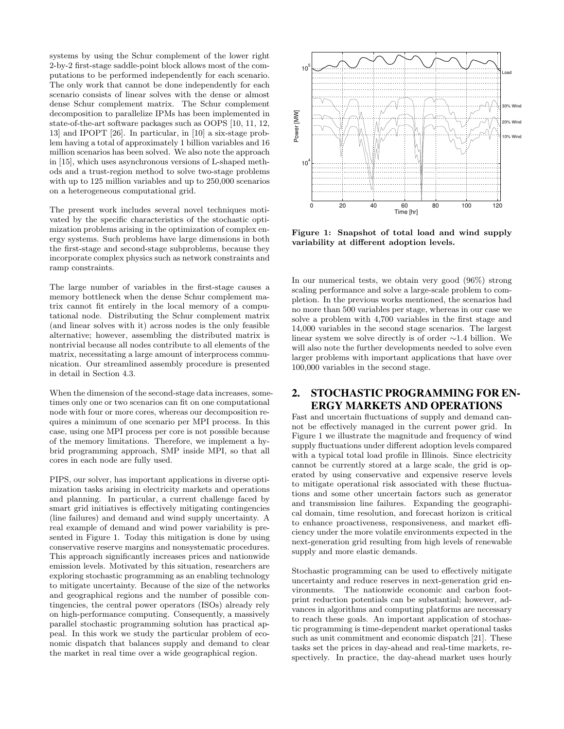systems by using the Schur complement of the lower right 2-by-2 first-stage saddle-point block allows most of the computations to be performed independently for each scenario. The only work that cannot be done independently for each scenario consists of linear solves with the dense or almost dense Schur complement matrix. The Schur complement decomposition to parallelize IPMs has been implemented in state-of-the-art software packages such as OOPS [10, 11, 12, 13] and IPOPT [26]. In particular, in [10] a six-stage problem having a total of approximately 1 billion variables and 16 million scenarios has been solved. We also note the approach in [15], which uses asynchronous versions of L-shaped methods and a trust-region method to solve two-stage problems with up to 125 million variables and up to 250,000 scenarios on a heterogeneous computational grid.

The present work includes several novel techniques motivated by the specific characteristics of the stochastic optimization problems arising in the optimization of complex energy systems. Such problems have large dimensions in both the first-stage and second-stage subproblems, because they incorporate complex physics such as network constraints and ramp constraints.

The large number of variables in the first-stage causes a memory bottleneck when the dense Schur complement matrix cannot fit entirely in the local memory of a computational node. Distributing the Schur complement matrix (and linear solves with it) across nodes is the only feasible alternative; however, assembling the distributed matrix is nontrivial because all nodes contribute to all elements of the matrix, necessitating a large amount of interprocess communication. Our streamlined assembly procedure is presented in detail in Section 4.3.

When the dimension of the second-stage data increases, sometimes only one or two scenarios can fit on one computational node with four or more cores, whereas our decomposition requires a minimum of one scenario per MPI process. In this case, using one MPI process per core is not possible because of the memory limitations. Therefore, we implement a hybrid programming approach, SMP inside MPI, so that all cores in each node are fully used.

PIPS, our solver, has important applications in diverse optimization tasks arising in electricity markets and operations and planning. In particular, a current challenge faced by smart grid initiatives is effectively mitigating contingencies (line failures) and demand and wind supply uncertainty. A real example of demand and wind power variability is presented in Figure 1. Today this mitigation is done by using conservative reserve margins and nonsystematic procedures. This approach significantly increases prices and nationwide emission levels. Motivated by this situation, researchers are exploring stochastic programming as an enabling technology to mitigate uncertainty. Because of the size of the networks and geographical regions and the number of possible contingencies, the central power operators (ISOs) already rely on high-performance computing. Consequently, a massively parallel stochastic programming solution has practical appeal. In this work we study the particular problem of economic dispatch that balances supply and demand to clear the market in real time over a wide geographical region.

**Figure 1: Snapshot of total load and wind supply variability at different adoption levels.**

In our numerical tests, we obtain very good (96%) strong scaling performance and solve a large-scale problem to completion. In the previous works mentioned, the scenarios had no more than 500 variables per stage, whereas in our case we solve a problem with 4,700 variables in the first stage and 14,000 variables in the second stage scenarios. The largest linear system we solve directly is of order $\sim$1.4 billion. We will also note the further developments needed to solve even larger problems with important applications that have over 100,000 variables in the second stage.

## 2. STOCHASTIC PROGRAMMING FOR ENERGY MARKETS AND OPERATIONS

Fast and uncertain fluctuations of supply and demand cannot be effectively managed in the current power grid. In Figure 1 we illustrate the magnitude and frequency of wind supply fluctuations under different adoption levels compared with a typical total load profile in Illinois. Since electricity cannot be currently stored at a large scale, the grid is operated by using conservative and expensive reserve levels to mitigate operational risk associated with these fluctuations and some other uncertain factors such as generator and transmission line failures. Expanding the geographical domain, time resolution, and forecast horizon is critical to enhance proactiveness, responsiveness, and market efficiency under the more volatile environments expected in the next-generation grid resulting from high levels of renewable supply and more elastic demands.

Stochastic programming can be used to effectively mitigate uncertainty and reduce reserves in next-generation grid environments. The nationwide economic and carbon footprint reduction potentials can be substantial; however, advances in algorithms and computing platforms are necessary to reach these goals. An important application of stochastic programming is time-dependent market operational tasks such as unit commitment and economic dispatch [21]. These tasks set the prices in day-ahead and real-time markets, respectively. In practice, the day-ahead market uses hourly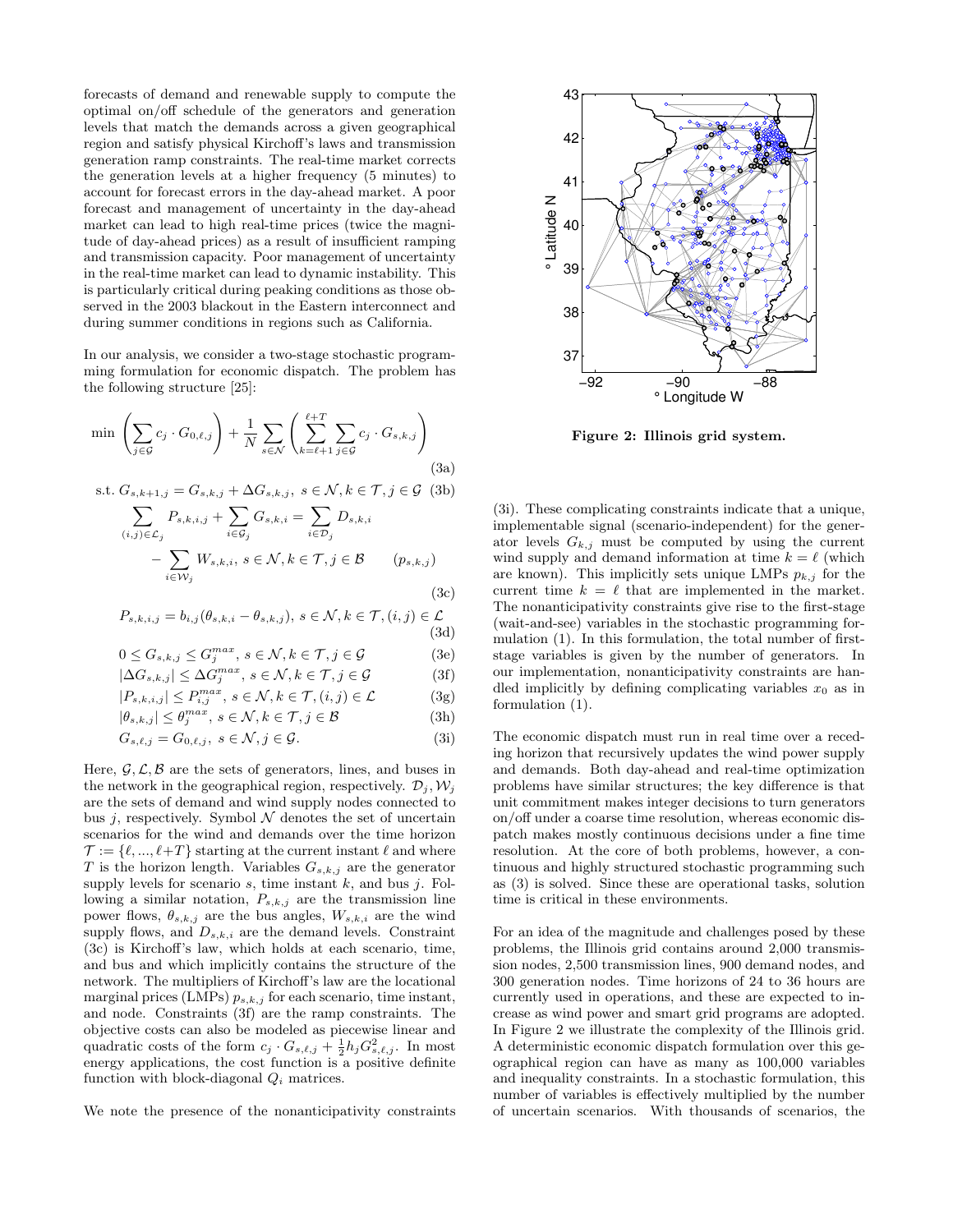forecasts of demand and renewable supply to compute the optimal on/off schedule of the generators and generation levels that match the demands across a given geographical region and satisfy physical Kirchoff's laws and transmission generation ramp constraints. The real-time market corrects the generation levels at a higher frequency (5 minutes) to account for forecast errors in the day-ahead market. A poor forecast and management of uncertainty in the day-ahead market can lead to high real-time prices (twice the magnitude of day-ahead prices) as a result of insufficient ramping and transmission capacity. Poor management of uncertainty in the real-time market can lead to dynamic instability. This is particularly critical during peaking conditions as those observed in the 2003 blackout in the Eastern interconnect and during summer conditions in regions such as California.

In our analysis, we consider a two-stage stochastic programming formulation for economic dispatch. The problem has the following structure [25]:

$$\min \left(\sum_{j\in\mathcal{G}} c_j \cdot G_{0,\ell,j}\right) + \frac{1}{N}\sum_{s\in\mathcal{N}}\left(\sum_{k=\ell+1}^{\ell+T}\sum_{j\in\mathcal{G}} c_j \cdot G_{s,k,j}\right) \tag{3a}$$

$$\text{s.t. } G_{s,k+1,j} = G_{s,k,j} + \Delta G_{s,k,j},\ s\in\mathcal{N}, k\in\mathcal{T}, j\in\mathcal{G} \tag{3b}$$

$$\sum_{(i,j)\in\mathcal{L}_j} P_{s,k,i,j} + \sum_{i\in\mathcal{G}_j} G_{s,k,i} = \sum_{i\in\mathcal{D}_j} D_{s,k,i} - \sum_{i\in\mathcal{W}_j} W_{s,k,i},\ s\in\mathcal{N}, k\in\mathcal{T}, j\in\mathcal{B} \qquad (p_{s,k,j}) \tag{3c}$$

$$P_{s,k,i,j} = b_{i,j}(\theta_{s,k,i}-\theta_{s,k,j}),\ s\in\mathcal{N}, k\in\mathcal{T}, (i,j)\in\mathcal{L} \tag{3d}$$

$$0 \le G_{s,k,j} \le G_j^{max},\ s\in\mathcal{N}, k\in\mathcal{T}, j\in\mathcal{G} \tag{3e}$$

$$|\Delta G_{s,k,j}| \le \Delta G_j^{max},\ s\in\mathcal{N}, k\in\mathcal{T}, j\in\mathcal{G} \tag{3f}$$

$$|P_{s,k,i,j}| \le P_{i,j}^{max},\ s\in\mathcal{N}, k\in\mathcal{T}, (i,j)\in\mathcal{L} \tag{3g}$$

$$|\theta_{s,k,j}| \le \theta_j^{max},\ s\in\mathcal{N}, k\in\mathcal{T}, j\in\mathcal{B} \tag{3h}$$

$$G_{s,\ell,j} = G_{0,\ell,j},\ s\in\mathcal{N}, j\in\mathcal{G}. \tag{3i}$$

Here, $\mathcal{G},\mathcal{L},\mathcal{B}$ are the sets of generators, lines, and buses in the network in the geographical region, respectively. $\mathcal{D}_j,\mathcal{W}_j$ are the sets of demand and wind supply nodes connected to bus $j$, respectively. Symbol $\mathcal{N}$ denotes the set of uncertain scenarios for the wind and demands over the time horizon $\mathcal{T} := \{\ell,...,\ell+T\}$ starting at the current instant $\ell$ and where $T$ is the horizon length. Variables $G_{s,k,j}$ are the generator supply levels for scenario $s$, time instant $k$, and bus $j$. Following a similar notation, $P_{s,k,j}$ are the transmission line power flows, $\theta_{s,k,j}$ are the bus angles, $W_{s,k,i}$ are the wind supply flows, and $D_{s,k,i}$ are the demand levels. Constraint (3c) is Kirchoff's law, which holds at each scenario, time, and bus and which implicitly contains the structure of the network. The multipliers of Kirchoff's law are the locational marginal prices (LMPs) $p_{s,k,j}$ for each scenario, time instant, and node. Constraints (3f) are the ramp constraints. The objective costs can also be modeled as piecewise linear and quadratic costs of the form $c_j \cdot G_{s,\ell,j} + \frac{1}{2}h_j G_{s,\ell,j}^2$. In most energy applications, the cost function is a positive definite function with block-diagonal $Q_i$ matrices.

We note the presence of the nonanticipativity constraints (3i). These complicating constraints indicate that a unique, implementable signal (scenario-independent) for the generator levels $G_{k,j}$ must be computed by using the current wind supply and demand information at time $k=\ell$ (which are known). This implicitly sets unique LMPs $p_{k,j}$ for the current time $k=\ell$ that are implemented in the market. The nonanticipativity constraints give rise to the first-stage (wait-and-see) variables in the stochastic programming formulation (1). In this formulation, the total number of first-stage variables is given by the number of generators. In our implementation, nonanticipativity constraints are handled implicitly by defining complicating variables $x_0$ as in formulation (1).

**Figure 2: Illinois grid system.**

The economic dispatch must run in real time over a receding horizon that recursively updates the wind power supply and demands. Both day-ahead and real-time optimization problems have similar structures; the key difference is that unit commitment makes integer decisions to turn generators on/off under a coarse time resolution, whereas economic dispatch makes mostly continuous decisions under a fine time resolution. At the core of both problems, however, a continuous and highly structured stochastic programming such as (3) is solved. Since these are operational tasks, solution time is critical in these environments.

For an idea of the magnitude and challenges posed by these problems, the Illinois grid contains around 2,000 transmission nodes, 2,500 transmission lines, 900 demand nodes, and 300 generation nodes. Time horizons of 24 to 36 hours are currently used in operations, and these are expected to increase as wind power and smart grid programs are adopted. In Figure 2 we illustrate the complexity of the Illinois grid. A deterministic economic dispatch formulation over this geographical region can have as many as 100,000 variables and inequality constraints. In a stochastic formulation, this number of variables is effectively multiplied by the number of uncertain scenarios. With thousands of scenarios, the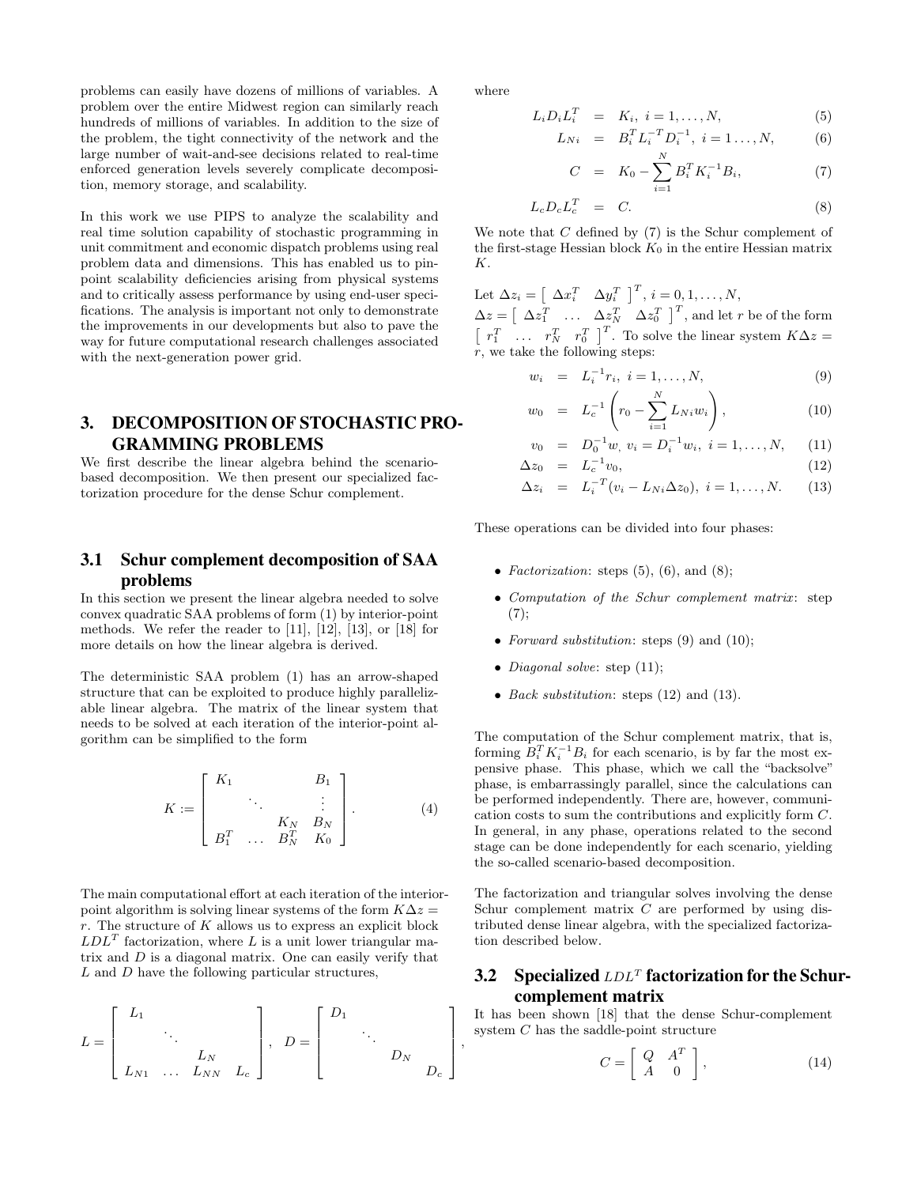problems can easily have dozens of millions of variables. A problem over the entire Midwest region can similarly reach hundreds of millions of variables. In addition to the size of the problem, the tight connectivity of the network and the large number of wait-and-see decisions related to real-time enforced generation levels severely complicate decomposition, memory storage, and scalability.

In this work we use PIPS to analyze the scalability and real time solution capability of stochastic programming in unit commitment and economic dispatch problems using real problem data and dimensions. This has enabled us to pinpoint scalability deficiencies arising from physical systems and to critically assess performance by using end-user specifications. The analysis is important not only to demonstrate the improvements in our developments but also to pave the way for future computational research challenges associated with the next-generation power grid.

## 3. DECOMPOSITION OF STOCHASTIC PROGRAMMING PROBLEMS

We first describe the linear algebra behind the scenario-based decomposition. We then present our specialized factorization procedure for the dense Schur complement.

### 3.1 Schur complement decomposition of SAA problems

In this section we present the linear algebra needed to solve convex quadratic SAA problems of form (1) by interior-point methods. We refer the reader to [11], [12], [13], or [18] for more details on how the linear algebra is derived.

The deterministic SAA problem (1) has an arrow-shaped structure that can be exploited to produce highly parallelizable linear algebra. The matrix of the linear system that needs to be solved at each iteration of the interior-point algorithm can be simplified to the form

$$K := \begin{bmatrix} K_1 & & & B_1 \\ & \ddots & & \vdots \\ & & K_N & B_N \\ B_1^T & \dots & B_N^T & K_0 \end{bmatrix}. \tag{4}$$

The main computational effort at each iteration of the interior-point algorithm is solving linear systems of the form $K\Delta z = r$. The structure of $K$ allows us to express an explicit block $LDL^T$ factorization, where $L$ is a unit lower triangular matrix and $D$ is a diagonal matrix. One can easily verify that $L$ and $D$ have the following particular structures,

$$L = \begin{bmatrix} L_1 & & & \\ & \ddots & & \\ & & L_N & \\ L_{N1} & \dots & L_{NN} & L_c \end{bmatrix}, \quad D = \begin{bmatrix} D_1 & & & \\ & \ddots & & \\ & & D_N & \\ & & & D_c \end{bmatrix},$$

where

$$L_i D_i L_i^T = K_i, \; i = 1, \dots, N, \tag{5}$$

$$L_{Ni} = B_i^T L_i^{-T} D_i^{-1}, \; i = 1 \dots, N, \tag{6}$$

$$C = K_0 - \sum_{i=1}^{N} B_i^T K_i^{-1} B_i, \tag{7}$$

$$L_c D_c L_c^T = C. \tag{8}$$

We note that $C$ defined by (7) is the Schur complement of the first-stage Hessian block $K_0$ in the entire Hessian matrix $K$.

Let $\Delta z_i = \begin{bmatrix} \Delta x_i^T & \Delta y_i^T \end{bmatrix}^T$, $i = 0, 1, \dots, N$, $\Delta z = \begin{bmatrix} \Delta z_1^T & \dots & \Delta z_N^T & \Delta z_0^T \end{bmatrix}^T$, and let $r$ be of the form $\begin{bmatrix} r_1^T & \dots & r_N^T & r_0^T \end{bmatrix}^T$. To solve the linear system $K\Delta z = r$, we take the following steps:

$$w_i = L_i^{-1} r_i, \; i = 1, \dots, N, \tag{9}$$

$$w_0 = L_c^{-1} \left( r_0 - \sum_{i=1}^{N} L_{Ni} w_i \right), \tag{10}$$

$$v_0 = D_0^{-1} w, \; v_i = D_i^{-1} w_i, \; i = 1, \dots, N, \tag{11}$$

$$\Delta z_0 = L_c^{-1} v_0, \tag{12}$$

$$\Delta z_i = L_i^{-T} (v_i - L_{Ni} \Delta z_0), \; i = 1, \dots, N. \tag{13}$$

These operations can be divided into four phases:

- *Factorization*: steps (5), (6), and (8);
- *Computation of the Schur complement matrix*: step (7);
- *Forward substitution*: steps (9) and (10);
- *Diagonal solve*: step (11);
- *Back substitution*: steps (12) and (13).

The computation of the Schur complement matrix, that is, forming $B_i^T K_i^{-1} B_i$ for each scenario, is by far the most expensive phase. This phase, which we call the "backsolve" phase, is embarrassingly parallel, since the calculations can be performed independently. There are, however, communication costs to sum the contributions and explicitly form $C$. In general, in any phase, operations related to the second stage can be done independently for each scenario, yielding the so-called scenario-based decomposition.

The factorization and triangular solves involving the dense Schur complement matrix $C$ are performed by using distributed dense linear algebra, with the specialized factorization described below.

### 3.2 Specialized $LDL^T$ factorization for the Schur-complement matrix

It has been shown [18] that the dense Schur-complement system $C$ has the saddle-point structure

$$C = \begin{bmatrix} Q & A^T \\ A & 0 \end{bmatrix}, \tag{14}$$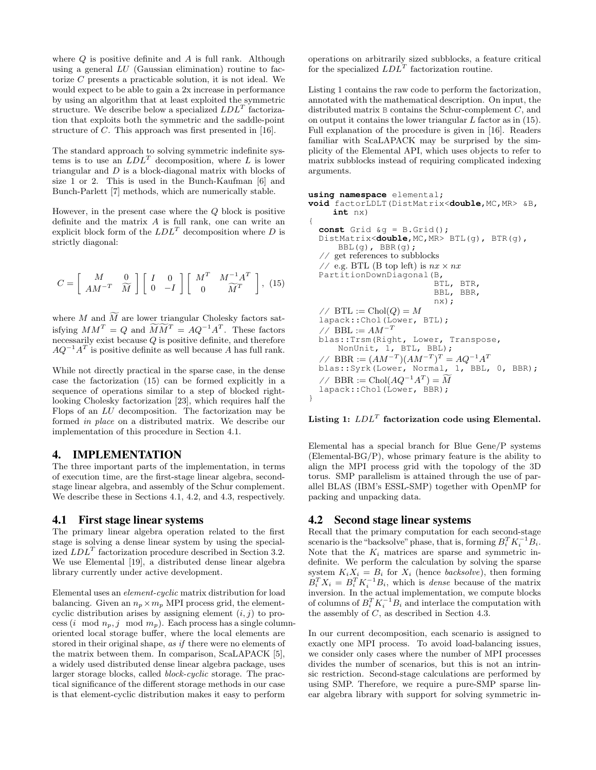where $Q$ is positive definite and $A$ is full rank. Although using a general $LU$ (Gaussian elimination) routine to factorize $C$ presents a practicable solution, it is not ideal. We would expect to be able to gain a 2x increase in performance by using an algorithm that at least exploited the symmetric structure. We describe below a specialized $LDL^T$ factorization that exploits both the symmetric and the saddle-point structure of $C$. This approach was first presented in [16].

The standard approach to solving symmetric indefinite systems is to use an $LDL^T$ decomposition, where $L$ is lower triangular and $D$ is a block-diagonal matrix with blocks of size 1 or 2. This is used in the Bunch-Kaufman [6] and Bunch-Parlett [7] methods, which are numerically stable.

However, in the present case where the $Q$ block is positive definite and the matrix $A$ is full rank, one can write an explicit block form of the $LDL^T$ decomposition where $D$ is strictly diagonal:

$$C = \begin{bmatrix} M & 0 \\ AM^{-T} & \widetilde{M} \end{bmatrix} \begin{bmatrix} I & 0 \\ 0 & -I \end{bmatrix} \begin{bmatrix} M^T & M^{-1}A^T \\ 0 & \widetilde{M}^T \end{bmatrix}, \quad (15)$$

where $M$ and $\widetilde{M}$ are lower triangular Cholesky factors satisfying $MM^T = Q$ and $\widetilde{M}\widetilde{M}^T = AQ^{-1}A^T$. These factors necessarily exist because $Q$ is positive definite, and therefore $AQ^{-1}A^T$ is positive definite as well because $A$ has full rank.

While not directly practical in the sparse case, in the dense case the factorization (15) can be formed explicitly in a sequence of operations similar to a step of blocked right-looking Cholesky factorization [23], which requires half the Flops of an $LU$ decomposition. The factorization may be formed *in place* on a distributed matrix. We describe our implementation of this procedure in Section 4.1.

# 4. IMPLEMENTATION

The three important parts of the implementation, in terms of execution time, are the first-stage linear algebra, second-stage linear algebra, and assembly of the Schur complement. We describe these in Sections 4.1, 4.2, and 4.3, respectively.

## 4.1 First stage linear systems

The primary linear algebra operation related to the first stage is solving a dense linear system by using the specialized $LDL^T$ factorization procedure described in Section 3.2. We use Elemental [19], a distributed dense linear algebra library currently under active development.

Elemental uses an *element-cyclic* matrix distribution for load balancing. Given an $n_p \times m_p$ MPI process grid, the element-cyclic distribution arises by assigning element $(i, j)$ to process $(i \mod n_p, j \mod m_p)$. Each process has a single column-oriented local storage buffer, where the local elements are stored in their original shape, *as if* there were no elements of the matrix between them. In comparison, ScaLAPACK [5], a widely used distributed dense linear algebra package, uses larger storage blocks, called *block-cyclic* storage. The practical significance of the different storage methods in our case is that element-cyclic distribution makes it easy to perform operations on arbitrarily sized subblocks, a feature critical for the specialized $LDL^T$ factorization routine.

Listing 1 contains the raw code to perform the factorization, annotated with the mathematical description. On input, the distributed matrix B contains the Schur-complement $C$, and on output it contains the lower triangular $L$ factor as in (15). Full explanation of the procedure is given in [16]. Readers familiar with ScaLAPACK may be surprised by the simplicity of the Elemental API, which uses objects to refer to matrix subblocks instead of requiring complicated indexing arguments.

```
using namespace elemental;
void factorLDLT(DistMatrix<double,MC,MR> &B,
     int nx)
{
  const Grid &g = B.Grid();
  DistMatrix<double,MC,MR> BTL(g), BTR(g),
      BBL(g), BBR(g);
  // get references to subblocks
  // e.g. BTL (B top left) is nx × nx
  PartitionDownDiagonal(B,
                        BTL, BTR,
                        BBL, BBR,
                        nx);
  // BTL := Chol(Q) = M
  lapack::Chol(Lower, BTL);
  // BBL := AM^{-T}
  blas::Trsm(Right, Lower, Transpose,
      NonUnit, 1, BTL, BBL);
  // BBR := (AM^{-T})(AM^{-T})^T = AQ^{-1}A^T
  blas::Syrk(Lower, Normal, 1, BBL, 0, BBR);
  // BBR := Chol(AQ^{-1}A^T) = M̃
  lapack::Chol(Lower, BBR);
}
```

**Listing 1: $LDL^T$ factorization code using Elemental.**

Elemental has a special branch for Blue Gene/P systems (Elemental-BG/P), whose primary feature is the ability to align the MPI process grid with the topology of the 3D torus. SMP parallelism is attained through the use of parallel BLAS (IBM's ESSL-SMP) together with OpenMP for packing and unpacking data.

## 4.2 Second stage linear systems

Recall that the primary computation for each second-stage scenario is the "backsolve" phase, that is, forming $B_i^T K_i^{-1} B_i$. Note that the $K_i$ matrices are sparse and symmetric indefinite. We perform the calculation by solving the sparse system $K_i X_i = B_i$ for $X_i$ (hence *backsolve*), then forming $B_i^T X_i = B_i^T K_i^{-1} B_i$, which is *dense* because of the matrix inversion. In the actual implementation, we compute blocks of columns of $B_i^T K_i^{-1} B_i$ and interlace the computation with the assembly of $C$, as described in Section 4.3.

In our current decomposition, each scenario is assigned to exactly one MPI process. To avoid load-balancing issues, we consider only cases where the number of MPI processes divides the number of scenarios, but this is not an intrinsic restriction. Second-stage calculations are performed by using SMP. Therefore, we require a pure-SMP sparse linear algebra library with support for solving symmetric in-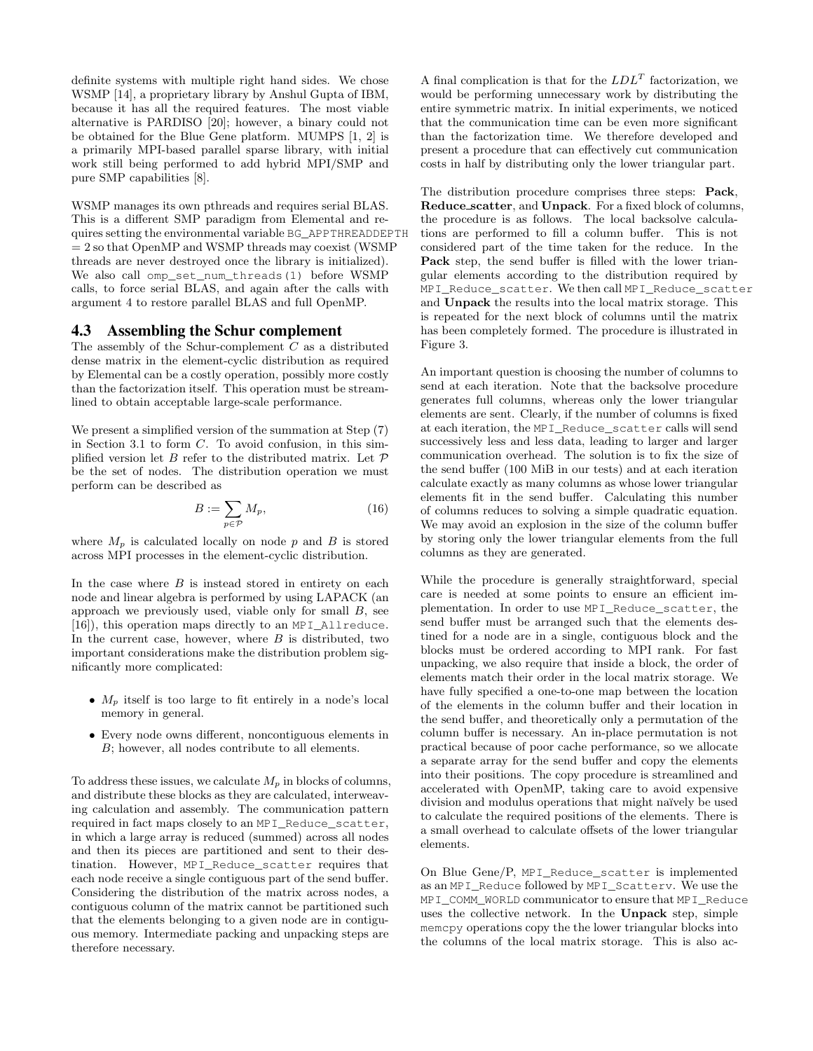definite systems with multiple right hand sides. We chose WSMP [14], a proprietary library by Anshul Gupta of IBM, because it has all the required features. The most viable alternative is PARDISO [20]; however, a binary could not be obtained for the Blue Gene platform. MUMPS [1, 2] is a primarily MPI-based parallel sparse library, with initial work still being performed to add hybrid MPI/SMP and pure SMP capabilities [8].

WSMP manages its own pthreads and requires serial BLAS. This is a different SMP paradigm from Elemental and requires setting the environmental variable `BG_APPTHREADDEPTH` = 2 so that OpenMP and WSMP threads may coexist (WSMP threads are never destroyed once the library is initialized). We also call `omp_set_num_threads(1)` before WSMP calls, to force serial BLAS, and again after the calls with argument 4 to restore parallel BLAS and full OpenMP.

## 4.3 Assembling the Schur complement

The assembly of the Schur-complement $C$ as a distributed dense matrix in the element-cyclic distribution as required by Elemental can be a costly operation, possibly more costly than the factorization itself. This operation must be streamlined to obtain acceptable large-scale performance.

We present a simplified version of the summation at Step (7) in Section 3.1 to form $C$. To avoid confusion, in this simplified version let $B$ refer to the distributed matrix. Let $\mathcal{P}$ be the set of nodes. The distribution operation we must perform can be described as

$$B := \sum_{p \in \mathcal{P}} M_p, \tag{16}$$

where $M_p$ is calculated locally on node $p$ and $B$ is stored across MPI processes in the element-cyclic distribution.

In the case where $B$ is instead stored in entirety on each node and linear algebra is performed by using LAPACK (an approach we previously used, viable only for small $B$, see [16]), this operation maps directly to an `MPI_Allreduce`. In the current case, however, where $B$ is distributed, two important considerations make the distribution problem significantly more complicated:

- $M_p$ itself is too large to fit entirely in a node's local memory in general.
- Every node owns different, noncontiguous elements in $B$; however, all nodes contribute to all elements.

To address these issues, we calculate $M_p$ in blocks of columns, and distribute these blocks as they are calculated, interweaving calculation and assembly. The communication pattern required in fact maps closely to an `MPI_Reduce_scatter`, in which a large array is reduced (summed) across all nodes and then its pieces are partitioned and sent to their destination. However, `MPI_Reduce_scatter` requires that each node receive a single contiguous part of the send buffer. Considering the distribution of the matrix across nodes, a contiguous column of the matrix cannot be partitioned such that the elements belonging to a given node are in contiguous memory. Intermediate packing and unpacking steps are therefore necessary.

A final complication is that for the $LDL^T$ factorization, we would be performing unnecessary work by distributing the entire symmetric matrix. In initial experiments, we noticed that the communication time can be even more significant than the factorization time. We therefore developed and present a procedure that can effectively cut communication costs in half by distributing only the lower triangular part.

The distribution procedure comprises three steps: **Pack**, **Reduce_scatter**, and **Unpack**. For a fixed block of columns, the procedure is as follows. The local backsolve calculations are performed to fill a column buffer. This is not considered part of the time taken for the reduce. In the **Pack** step, the send buffer is filled with the lower triangular elements according to the distribution required by `MPI_Reduce_scatter`. We then call `MPI_Reduce_scatter` and **Unpack** the results into the local matrix storage. This is repeated for the next block of columns until the matrix has been completely formed. The procedure is illustrated in Figure 3.

An important question is choosing the number of columns to send at each iteration. Note that the backsolve procedure generates full columns, whereas only the lower triangular elements are sent. Clearly, if the number of columns is fixed at each iteration, the `MPI_Reduce_scatter` calls will send successively less and less data, leading to larger and larger communication overhead. The solution is to fix the size of the send buffer (100 MiB in our tests) and at each iteration calculate exactly as many columns as whose lower triangular elements fit in the send buffer. Calculating this number of columns reduces to solving a simple quadratic equation. We may avoid an explosion in the size of the column buffer by storing only the lower triangular elements from the full columns as they are generated.

While the procedure is generally straightforward, special care is needed at some points to ensure an efficient implementation. In order to use `MPI_Reduce_scatter`, the send buffer must be arranged such that the elements destined for a node are in a single, contiguous block and the blocks must be ordered according to MPI rank. For fast unpacking, we also require that inside a block, the order of elements match their order in the local matrix storage. We have fully specified a one-to-one map between the location of the elements in the column buffer and their location in the send buffer, and theoretically only a permutation of the column buffer is necessary. An in-place permutation is not practical because of poor cache performance, so we allocate a separate array for the send buffer and copy the elements into their positions. The copy procedure is streamlined and accelerated with OpenMP, taking care to avoid expensive division and modulus operations that might naïvely be used to calculate the required positions of the elements. There is a small overhead to calculate offsets of the lower triangular elements.

On Blue Gene/P, `MPI_Reduce_scatter` is implemented as an `MPI_Reduce` followed by `MPI_Scatterv`. We use the `MPI_COMM_WORLD` communicator to ensure that `MPI_Reduce` uses the collective network. In the **Unpack** step, simple `memcpy` operations copy the the lower triangular blocks into the columns of the local matrix storage. This is also ac-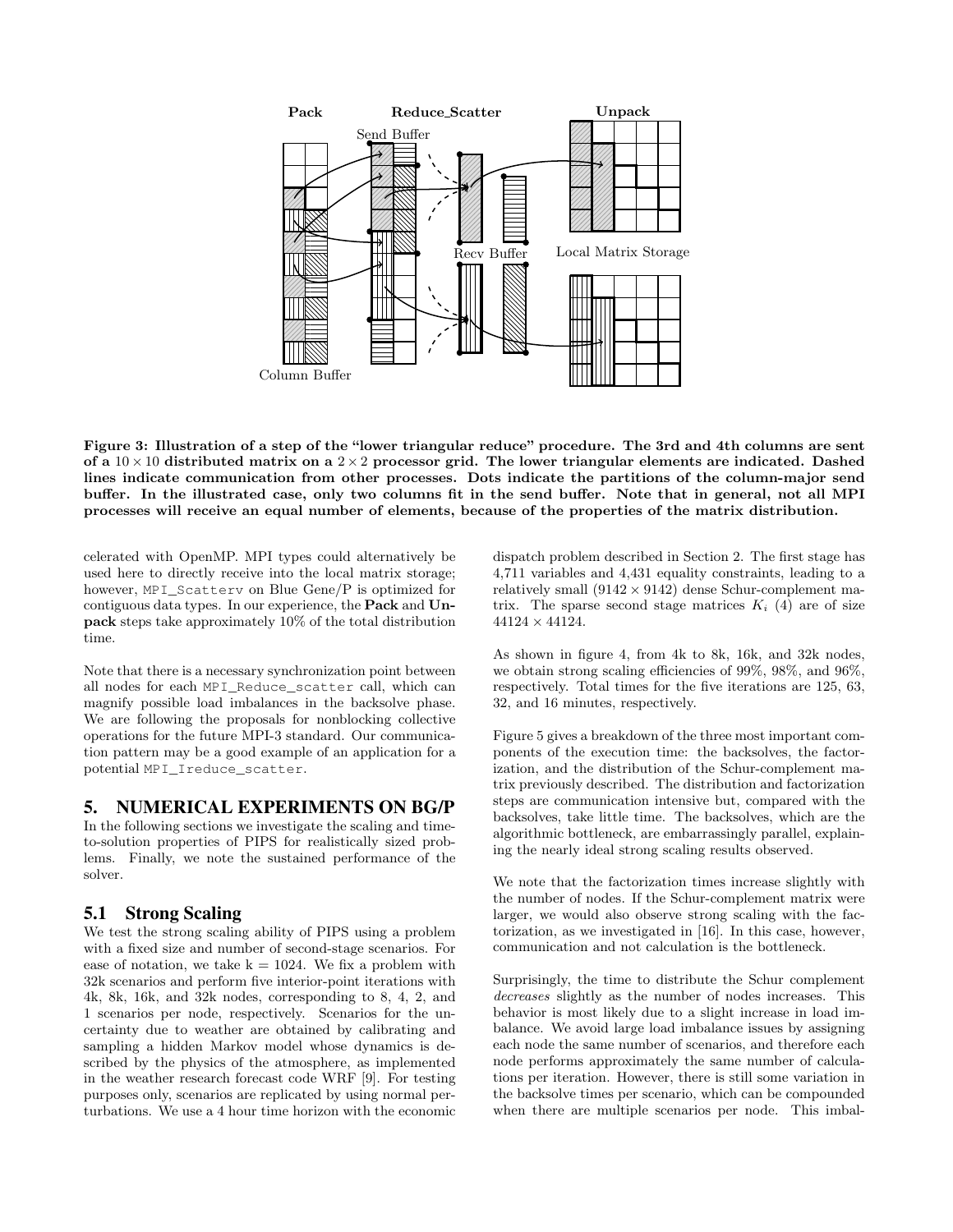**Figure 3: Illustration of a step of the "lower triangular reduce" procedure. The 3rd and 4th columns are sent of a $10 \times 10$ distributed matrix on a $2 \times 2$ processor grid. The lower triangular elements are indicated. Dashed lines indicate communication from other processes. Dots indicate the partitions of the column-major send buffer. In the illustrated case, only two columns fit in the send buffer. Note that in general, not all MPI processes will receive an equal number of elements, because of the properties of the matrix distribution.**

celerated with OpenMP. MPI types could alternatively be used here to directly receive into the local matrix storage; however, `MPI_Scatterv` on Blue Gene/P is optimized for contiguous data types. In our experience, the **Pack** and **Unpack** steps take approximately 10% of the total distribution time.

Note that there is a necessary synchronization point between all nodes for each `MPI_Reduce_scatter` call, which can magnify possible load imbalances in the backsolve phase. We are following the proposals for nonblocking collective operations for the future MPI-3 standard. Our communication pattern may be a good example of an application for a potential `MPI_Ireduce_scatter`.

# 5. NUMERICAL EXPERIMENTS ON BG/P

In the following sections we investigate the scaling and time-to-solution properties of PIPS for realistically sized problems. Finally, we note the sustained performance of the solver.

## 5.1 Strong Scaling

We test the strong scaling ability of PIPS using a problem with a fixed size and number of second-stage scenarios. For ease of notation, we take k = 1024. We fix a problem with 32k scenarios and perform five interior-point iterations with 4k, 8k, 16k, and 32k nodes, corresponding to 8, 4, 2, and 1 scenarios per node, respectively. Scenarios for the uncertainty due to weather are obtained by calibrating and sampling a hidden Markov model whose dynamics is described by the physics of the atmosphere, as implemented in the weather research forecast code WRF [9]. For testing purposes only, scenarios are replicated by using normal perturbations. We use a 4 hour time horizon with the economic dispatch problem described in Section 2. The first stage has 4,711 variables and 4,431 equality constraints, leading to a relatively small ($9142 \times 9142$) dense Schur-complement matrix. The sparse second stage matrices $K_i$ (4) are of size $44124 \times 44124$.

As shown in figure 4, from 4k to 8k, 16k, and 32k nodes, we obtain strong scaling efficiencies of 99%, 98%, and 96%, respectively. Total times for the five iterations are 125, 63, 32, and 16 minutes, respectively.

Figure 5 gives a breakdown of the three most important components of the execution time: the backsolves, the factorization, and the distribution of the Schur-complement matrix previously described. The distribution and factorization steps are communication intensive but, compared with the backsolves, take little time. The backsolves, which are the algorithmic bottleneck, are embarrassingly parallel, explaining the nearly ideal strong scaling results observed.

We note that the factorization times increase slightly with the number of nodes. If the Schur-complement matrix were larger, we would also observe strong scaling with the factorization, as we investigated in [16]. In this case, however, communication and not calculation is the bottleneck.

Surprisingly, the time to distribute the Schur complement *decreases* slightly as the number of nodes increases. This behavior is most likely due to a slight increase in load imbalance. We avoid large load imbalance issues by assigning each node the same number of scenarios, and therefore each node performs approximately the same number of calculations per iteration. However, there is still some variation in the backsolve times per scenario, which can be compounded when there are multiple scenarios per node. This imbal-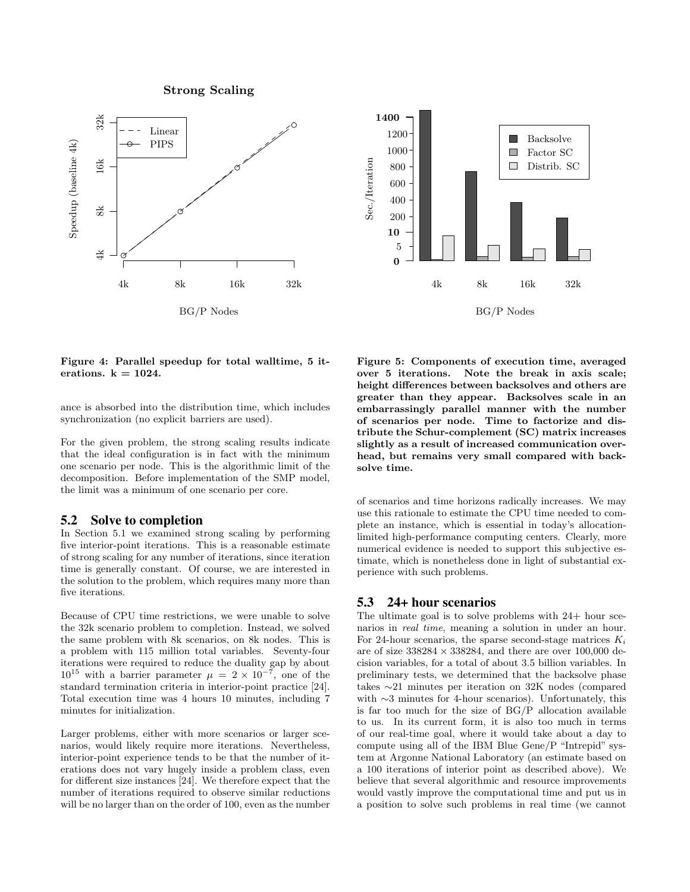Figure 4: Parallel speedup for total walltime, 5 iterations. k = 1024.

Figure 5: Components of execution time, averaged over 5 iterations. Note the break in axis scale; height differences between backsolves and others are greater than they appear. Backsolves scale in an embarrassingly parallel manner with the number of scenarios per node. Time to factorize and distribute the Schur-complement (SC) matrix increases slightly as a result of increased communication overhead, but remains very small compared with backsolve time.

ance is absorbed into the distribution time, which includes synchronization (no explicit barriers are used).

For the given problem, the strong scaling results indicate that the ideal configuration is in fact with the minimum one scenario per node. This is the algorithmic limit of the decomposition. Before implementation of the SMP model, the limit was a minimum of one scenario per core.

## 5.2 Solve to completion

In Section 5.1 we examined strong scaling by performing five interior-point iterations. This is a reasonable estimate of strong scaling for any number of iterations, since iteration time is generally constant. Of course, we are interested in the solution to the problem, which requires many more than five iterations.

Because of CPU time restrictions, we were unable to solve the 32k scenario problem to completion. Instead, we solved the same problem with 8k scenarios, on 8k nodes. This is a problem with 115 million total variables. Seventy-four iterations were required to reduce the duality gap by about $10^{15}$ with a barrier parameter $\mu = 2 \times 10^{-7}$, one of the standard termination criteria in interior-point practice [24]. Total execution time was 4 hours 10 minutes, including 7 minutes for initialization.

Larger problems, either with more scenarios or larger scenarios, would likely require more iterations. Nevertheless, interior-point experience tends to be that the number of iterations does not vary hugely inside a problem class, even for different size instances [24]. We therefore expect that the number of iterations required to observe similar reductions will be no larger than on the order of 100, even as the number of scenarios and time horizons radically increases. We may use this rationale to estimate the CPU time needed to complete an instance, which is essential in today's allocation-limited high-performance computing centers. Clearly, more numerical evidence is needed to support this subjective estimate, which is nonetheless done in light of substantial experience with such problems.

## 5.3 24+ hour scenarios

The ultimate goal is to solve problems with 24+ hour scenarios in *real time*, meaning a solution in under an hour. For 24-hour scenarios, the sparse second-stage matrices $K_i$ are of size $338284 \times 338284$, and there are over 100,000 decision variables, for a total of about 3.5 billion variables. In preliminary tests, we determined that the backsolve phase takes ∼21 minutes per iteration on 32K nodes (compared with ∼3 minutes for 4-hour scenarios). Unfortunately, this is far too much for the size of BG/P allocation available to us. In its current form, it is also too much in terms of our real-time goal, where it would take about a day to compute using all of the IBM Blue Gene/P "Intrepid" system at Argonne National Laboratory (an estimate based on a 100 iterations of interior point as described above). We believe that several algorithmic and resource improvements would vastly improve the computational time and put us in a position to solve such problems in real time (we cannot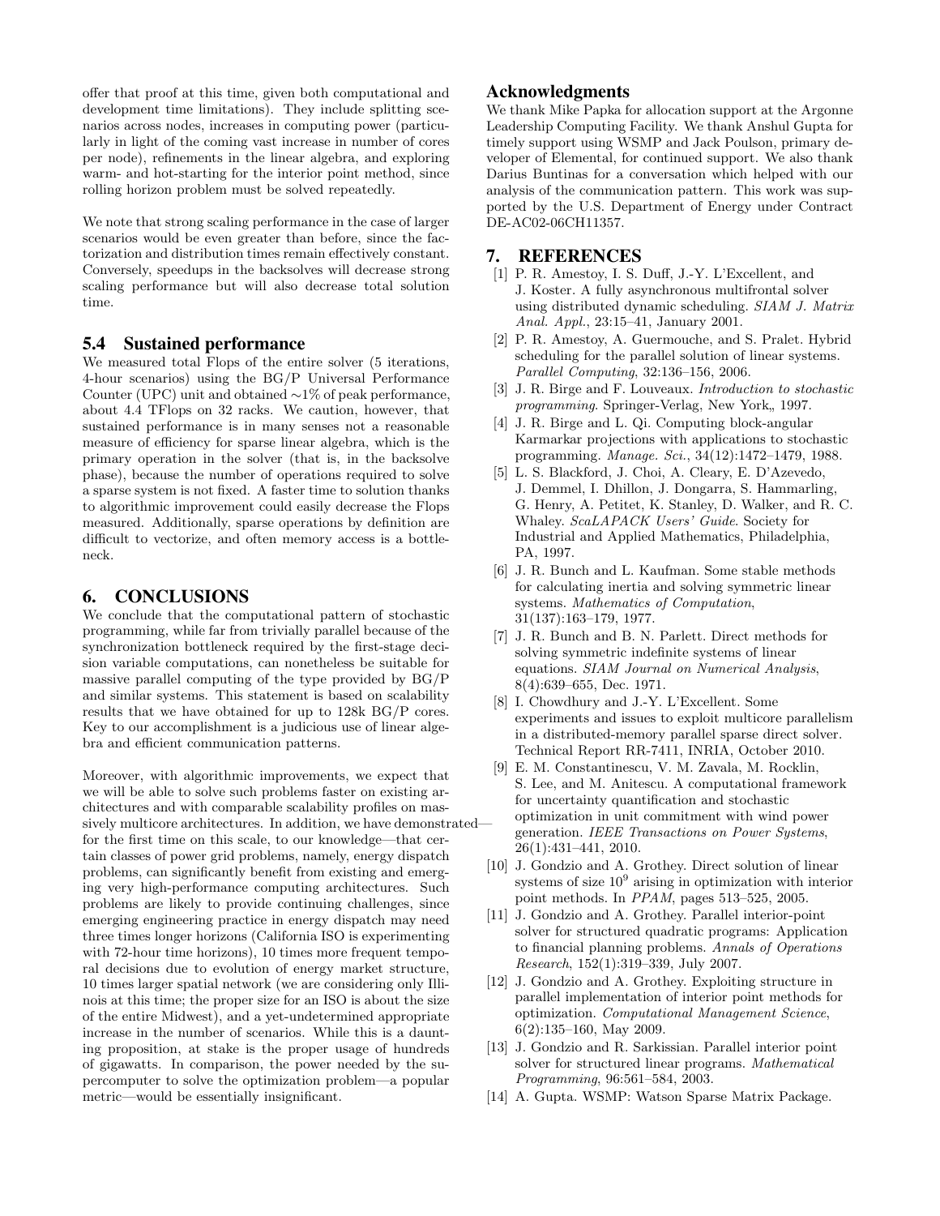offer that proof at this time, given both computational and development time limitations). They include splitting scenarios across nodes, increases in computing power (particularly in light of the coming vast increase in number of cores per node), refinements in the linear algebra, and exploring warm- and hot-starting for the interior point method, since rolling horizon problem must be solved repeatedly.

We note that strong scaling performance in the case of larger scenarios would be even greater than before, since the factorization and distribution times remain effectively constant. Conversely, speedups in the backsolves will decrease strong scaling performance but will also decrease total solution time.

### 5.4 Sustained performance

We measured total Flops of the entire solver (5 iterations, 4-hour scenarios) using the BG/P Universal Performance Counter (UPC) unit and obtained ∼1% of peak performance, about 4.4 TFlops on 32 racks. We caution, however, that sustained performance is in many senses not a reasonable measure of efficiency for sparse linear algebra, which is the primary operation in the solver (that is, in the backsolve phase), because the number of operations required to solve a sparse system is not fixed. A faster time to solution thanks to algorithmic improvement could easily decrease the Flops measured. Additionally, sparse operations by definition are difficult to vectorize, and often memory access is a bottleneck.

## 6. CONCLUSIONS

We conclude that the computational pattern of stochastic programming, while far from trivially parallel because of the synchronization bottleneck required by the first-stage decision variable computations, can nonetheless be suitable for massive parallel computing of the type provided by BG/P and similar systems. This statement is based on scalability results that we have obtained for up to 128k BG/P cores. Key to our accomplishment is a judicious use of linear algebra and efficient communication patterns.

Moreover, with algorithmic improvements, we expect that we will be able to solve such problems faster on existing architectures and with comparable scalability profiles on massively multicore architectures. In addition, we have demonstrated—for the first time on this scale, to our knowledge—that certain classes of power grid problems, namely, energy dispatch problems, can significantly benefit from existing and emerging very high-performance computing architectures. Such problems are likely to provide continuing challenges, since emerging engineering practice in energy dispatch may need three times longer horizons (California ISO is experimenting with 72-hour time horizons), 10 times more frequent temporal decisions due to evolution of energy market structure, 10 times larger spatial network (we are considering only Illinois at this time; the proper size for an ISO is about the size of the entire Midwest), and a yet-undetermined appropriate increase in the number of scenarios. While this is a daunting proposition, at stake is the proper usage of hundreds of gigawatts. In comparison, the power needed by the supercomputer to solve the optimization problem—a popular metric—would be essentially insignificant.

## Acknowledgments

We thank Mike Papka for allocation support at the Argonne Leadership Computing Facility. We thank Anshul Gupta for timely support using WSMP and Jack Poulson, primary developer of Elemental, for continued support. We also thank Darius Buntinas for a conversation which helped with our analysis of the communication pattern. This work was supported by the U.S. Department of Energy under Contract DE-AC02-06CH11357.

## 7. REFERENCES

[1] P. R. Amestoy, I. S. Duff, J.-Y. L'Excellent, and J. Koster. A fully asynchronous multifrontal solver using distributed dynamic scheduling. *SIAM J. Matrix Anal. Appl.*, 23:15–41, January 2001.

[2] P. R. Amestoy, A. Guermouche, and S. Pralet. Hybrid scheduling for the parallel solution of linear systems. *Parallel Computing*, 32:136–156, 2006.

[3] J. R. Birge and F. Louveaux. *Introduction to stochastic programming*. Springer-Verlag, New York,, 1997.

[4] J. R. Birge and L. Qi. Computing block-angular Karmarkar projections with applications to stochastic programming. *Manage. Sci.*, 34(12):1472–1479, 1988.

[5] L. S. Blackford, J. Choi, A. Cleary, E. D'Azevedo, J. Demmel, I. Dhillon, J. Dongarra, S. Hammarling, G. Henry, A. Petitet, K. Stanley, D. Walker, and R. C. Whaley. *ScaLAPACK Users' Guide*. Society for Industrial and Applied Mathematics, Philadelphia, PA, 1997.

[6] J. R. Bunch and L. Kaufman. Some stable methods for calculating inertia and solving symmetric linear systems. *Mathematics of Computation*, 31(137):163–179, 1977.

[7] J. R. Bunch and B. N. Parlett. Direct methods for solving symmetric indefinite systems of linear equations. *SIAM Journal on Numerical Analysis*, 8(4):639–655, Dec. 1971.

[8] I. Chowdhury and J.-Y. L'Excellent. Some experiments and issues to exploit multicore parallelism in a distributed-memory parallel sparse direct solver. Technical Report RR-7411, INRIA, October 2010.

[9] E. M. Constantinescu, V. M. Zavala, M. Rocklin, S. Lee, and M. Anitescu. A computational framework for uncertainty quantification and stochastic optimization in unit commitment with wind power generation. *IEEE Transactions on Power Systems*, 26(1):431–441, 2010.

[10] J. Gondzio and A. Grothey. Direct solution of linear systems of size $10^9$ arising in optimization with interior point methods. In *PPAM*, pages 513–525, 2005.

[11] J. Gondzio and A. Grothey. Parallel interior-point solver for structured quadratic programs: Application to financial planning problems. *Annals of Operations Research*, 152(1):319–339, July 2007.

[12] J. Gondzio and A. Grothey. Exploiting structure in parallel implementation of interior point methods for optimization. *Computational Management Science*, 6(2):135–160, May 2009.

[13] J. Gondzio and R. Sarkissian. Parallel interior point solver for structured linear programs. *Mathematical Programming*, 96:561–584, 2003.

[14] A. Gupta. WSMP: Watson Sparse Matrix Package.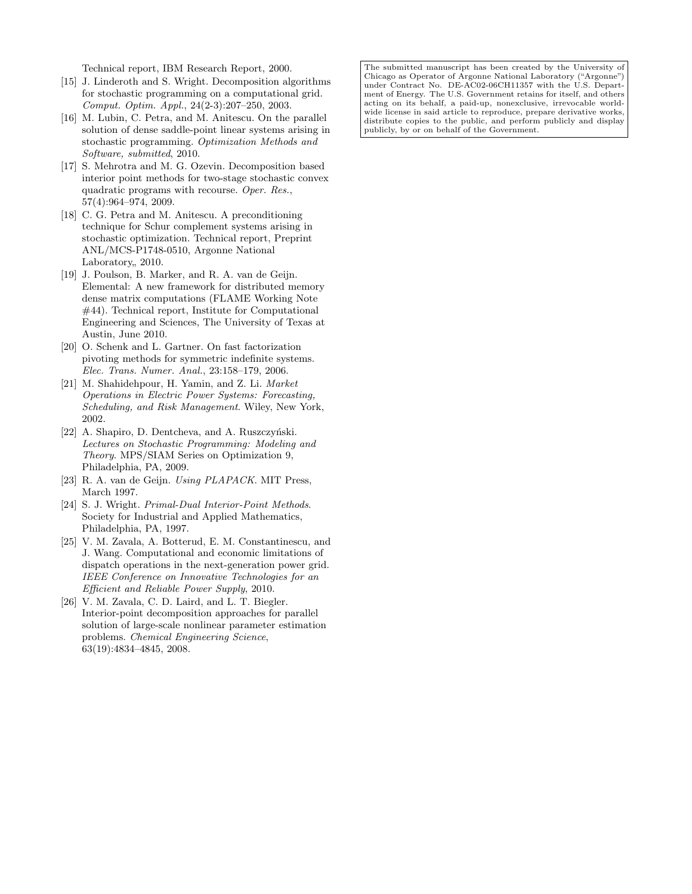Technical report, IBM Research Report, 2000.

[15] J. Linderoth and S. Wright. Decomposition algorithms for stochastic programming on a computational grid. *Comput. Optim. Appl.*, 24(2-3):207–250, 2003.

[16] M. Lubin, C. Petra, and M. Anitescu. On the parallel solution of dense saddle-point linear systems arising in stochastic programming. *Optimization Methods and Software, submitted*, 2010.

[17] S. Mehrotra and M. G. Ozevin. Decomposition based interior point methods for two-stage stochastic convex quadratic programs with recourse. *Oper. Res.*, 57(4):964–974, 2009.

[18] C. G. Petra and M. Anitescu. A preconditioning technique for Schur complement systems arising in stochastic optimization. Technical report, Preprint ANL/MCS-P1748-0510, Argonne National Laboratory,, 2010.

[19] J. Poulson, B. Marker, and R. A. van de Geijn. Elemental: A new framework for distributed memory dense matrix computations (FLAME Working Note #44). Technical report, Institute for Computational Engineering and Sciences, The University of Texas at Austin, June 2010.

[20] O. Schenk and L. Gartner. On fast factorization pivoting methods for symmetric indefinite systems. *Elec. Trans. Numer. Anal.*, 23:158–179, 2006.

[21] M. Shahidehpour, H. Yamin, and Z. Li. *Market Operations in Electric Power Systems: Forecasting, Scheduling, and Risk Management*. Wiley, New York, 2002.

[22] A. Shapiro, D. Dentcheva, and A. Ruszczyński. *Lectures on Stochastic Programming: Modeling and Theory*. MPS/SIAM Series on Optimization 9, Philadelphia, PA, 2009.

[23] R. A. van de Geijn. *Using PLAPACK*. MIT Press, March 1997.

[24] S. J. Wright. *Primal-Dual Interior-Point Methods*. Society for Industrial and Applied Mathematics, Philadelphia, PA, 1997.

[25] V. M. Zavala, A. Botterud, E. M. Constantinescu, and J. Wang. Computational and economic limitations of dispatch operations in the next-generation power grid. *IEEE Conference on Innovative Technologies for an Efficient and Reliable Power Supply*, 2010.

[26] V. M. Zavala, C. D. Laird, and L. T. Biegler. Interior-point decomposition approaches for parallel solution of large-scale nonlinear parameter estimation problems. *Chemical Engineering Science*, 63(19):4834–4845, 2008.

The submitted manuscript has been created by the University of Chicago as Operator of Argonne National Laboratory ("Argonne") under Contract No. DE-AC02-06CH11357 with the U.S. Department of Energy. The U.S. Government retains for itself, and others acting on its behalf, a paid-up, nonexclusive, irrevocable worldwide license in said article to reproduce, prepare derivative works, distribute copies to the public, and perform publicly and display publicly, by or on behalf of the Government.